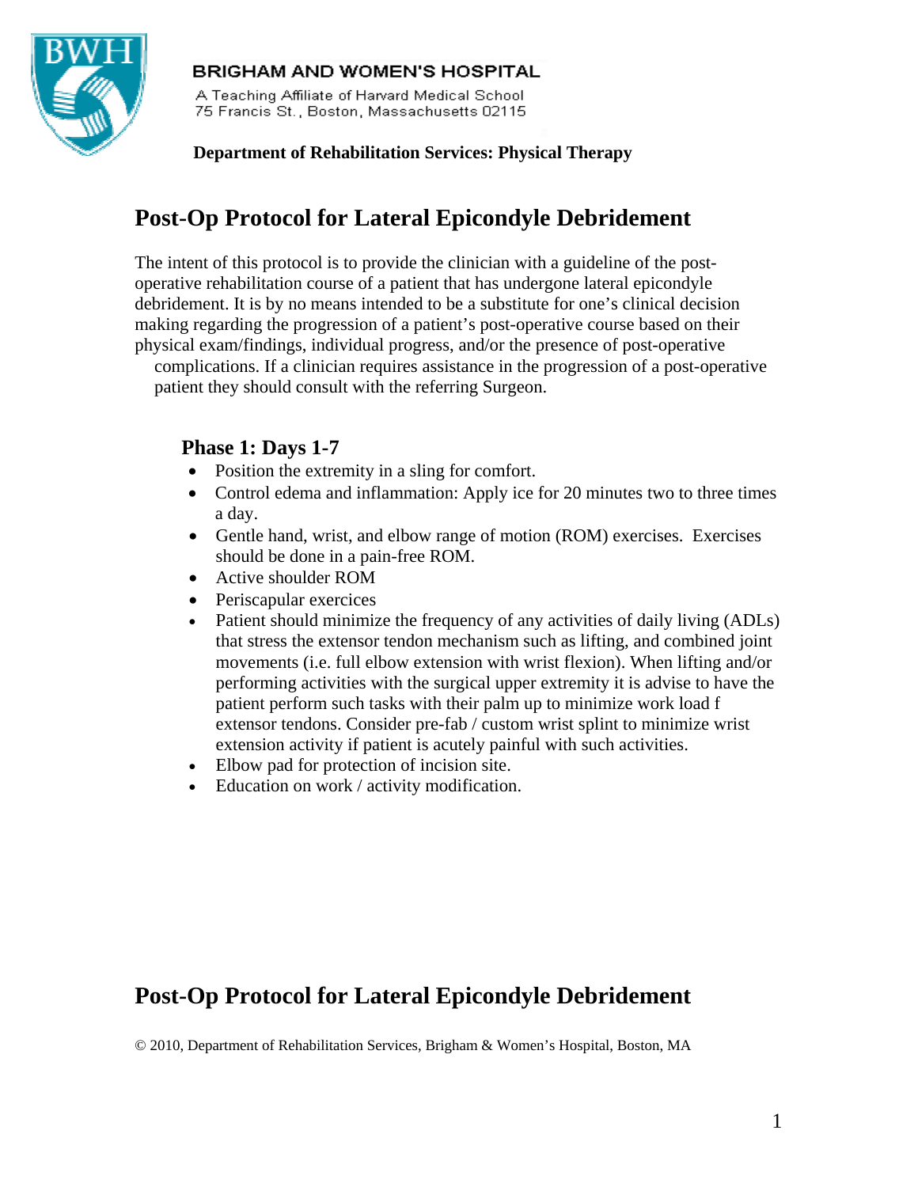**BRIGHAM AND WOMEN'S HOSPITAL**

A Teaching Affiliate of Harvard Medical School
75 Francis St., Boston, Massachusetts 02115

**Department of Rehabilitation Services: Physical Therapy**

# Post-Op Protocol for Lateral Epicondyle Debridement

The intent of this protocol is to provide the clinician with a guideline of the post-operative rehabilitation course of a patient that has undergone lateral epicondyle debridement. It is by no means intended to be a substitute for one's clinical decision making regarding the progression of a patient's post-operative course based on their physical exam/findings, individual progress, and/or the presence of post-operative complications. If a clinician requires assistance in the progression of a post-operative patient they should consult with the referring Surgeon.

### Phase 1: Days 1-7

- Position the extremity in a sling for comfort.
- Control edema and inflammation: Apply ice for 20 minutes two to three times a day.
- Gentle hand, wrist, and elbow range of motion (ROM) exercises. Exercises should be done in a pain-free ROM.
- Active shoulder ROM
- Periscapular exercices
- Patient should minimize the frequency of any activities of daily living (ADLs) that stress the extensor tendon mechanism such as lifting, and combined joint movements (i.e. full elbow extension with wrist flexion). When lifting and/or performing activities with the surgical upper extremity it is advise to have the patient perform such tasks with their palm up to minimize work load f extensor tendons. Consider pre-fab / custom wrist splint to minimize wrist extension activity if patient is acutely painful with such activities.
- Elbow pad for protection of incision site.
- Education on work / activity modification.

© 2010, Department of Rehabilitation Services, Brigham & Women's Hospital, Boston, MA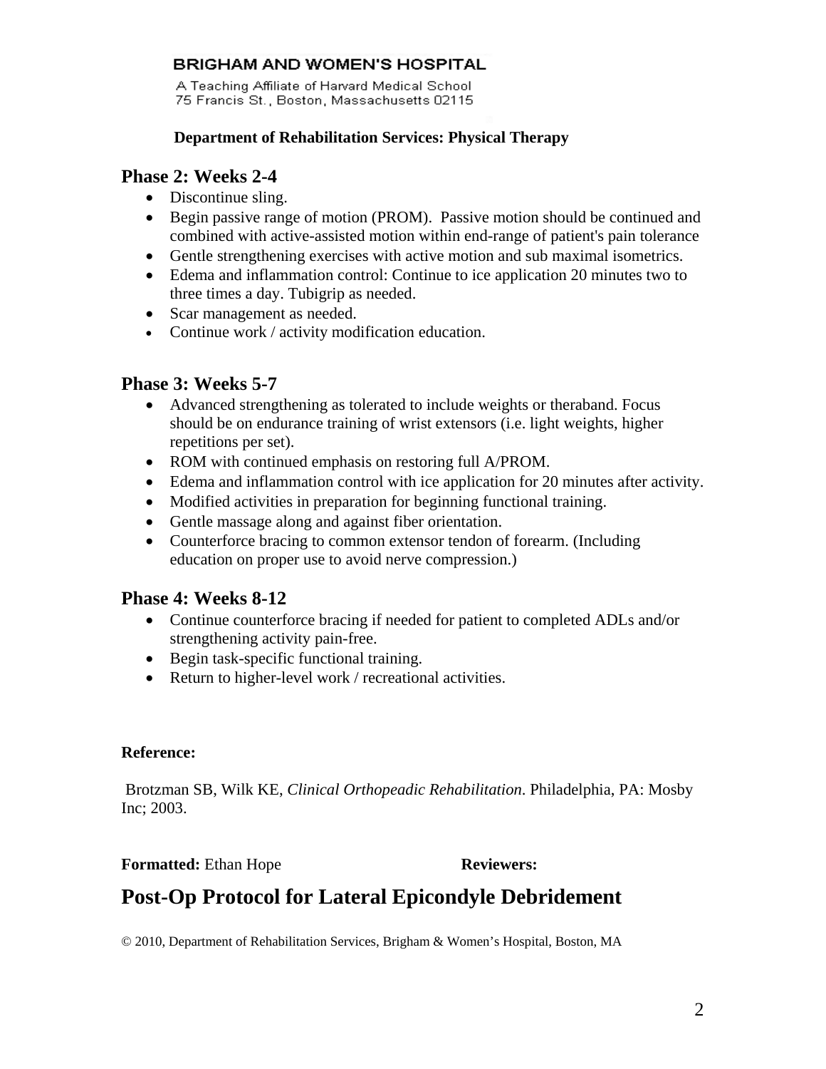## Phase 2: Weeks 2-4

- Discontinue sling.
- Begin passive range of motion (PROM). Passive motion should be continued and combined with active-assisted motion within end-range of patient's pain tolerance
- Gentle strengthening exercises with active motion and sub maximal isometrics.
- Edema and inflammation control: Continue to ice application 20 minutes two to three times a day. Tubigrip as needed.
- Scar management as needed.
- Continue work / activity modification education.

## Phase 3: Weeks 5-7

- Advanced strengthening as tolerated to include weights or theraband. Focus should be on endurance training of wrist extensors (i.e. light weights, higher repetitions per set).
- ROM with continued emphasis on restoring full A/PROM.
- Edema and inflammation control with ice application for 20 minutes after activity.
- Modified activities in preparation for beginning functional training.
- Gentle massage along and against fiber orientation.
- Counterforce bracing to common extensor tendon of forearm. (Including education on proper use to avoid nerve compression.)

## Phase 4: Weeks 8-12

- Continue counterforce bracing if needed for patient to completed ADLs and/or strengthening activity pain-free.
- Begin task-specific functional training.
- Return to higher-level work / recreational activities.

**Reference:**

Brotzman SB, Wilk KE, *Clinical Orthopeadic Rehabilitation*. Philadelphia, PA: Mosby Inc; 2003.

**Formatted:** Ethan Hope **Reviewers:**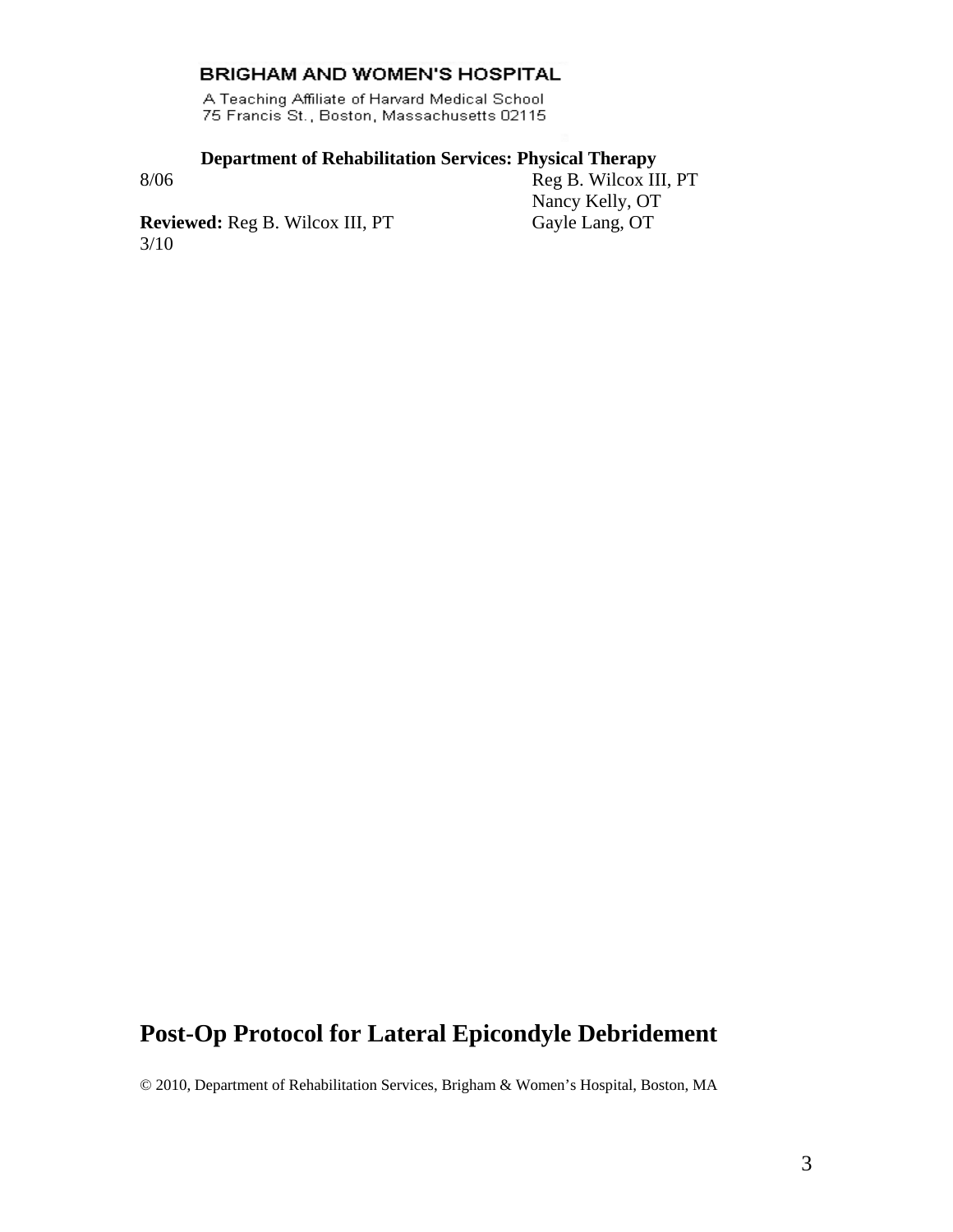**BRIGHAM AND WOMEN'S HOSPITAL**

A Teaching Affiliate of Harvard Medical School
75 Francis St., Boston, Massachusetts 02115

**Department of Rehabilitation Services: Physical Therapy**

8/06

Reg B. Wilcox III, PT
Nancy Kelly, OT
Gayle Lang, OT

**Reviewed:** Reg B. Wilcox III, PT
3/10

# Post-Op Protocol for Lateral Epicondyle Debridement

© 2010, Department of Rehabilitation Services, Brigham & Women's Hospital, Boston, MA